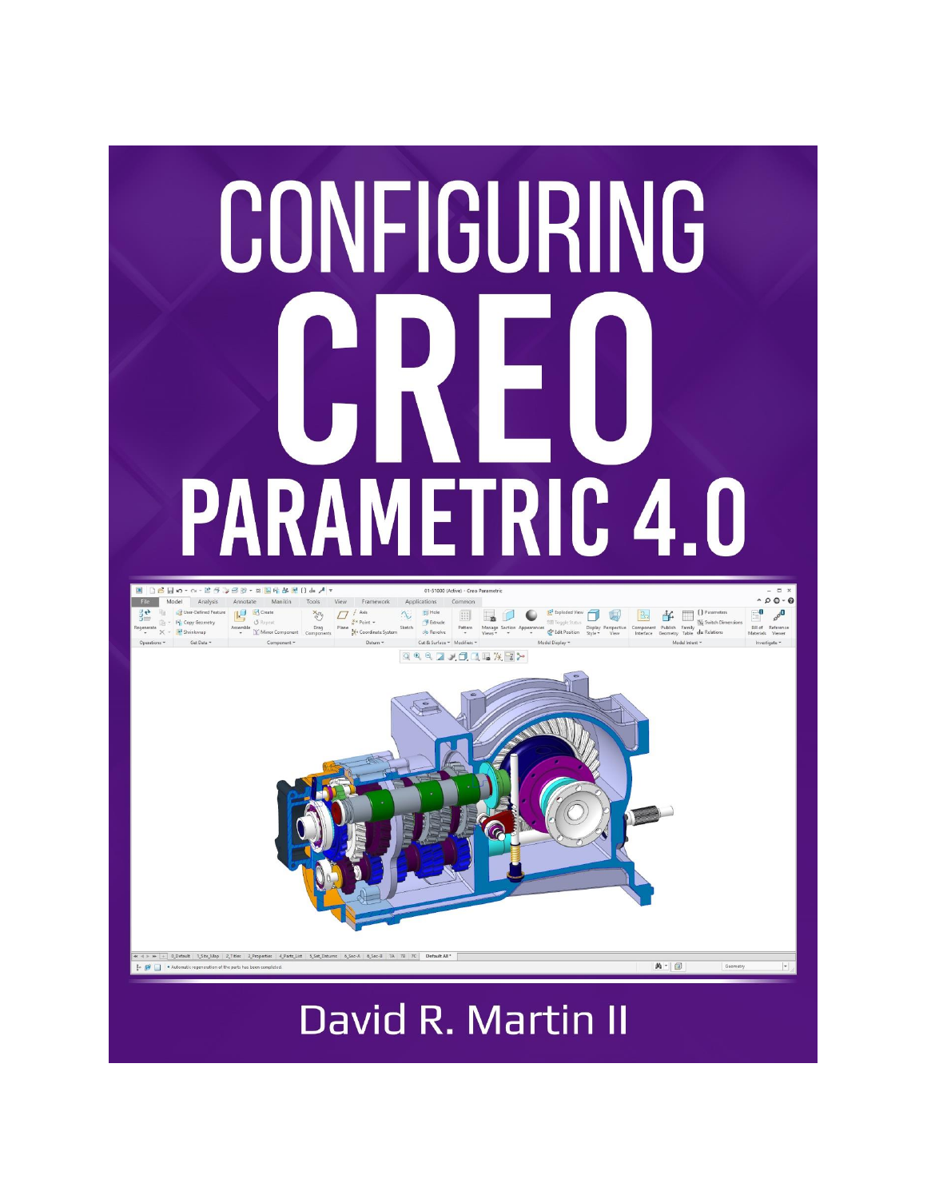# CONFIGURING CREO PARAMETRIC 4.0

David R. Martin II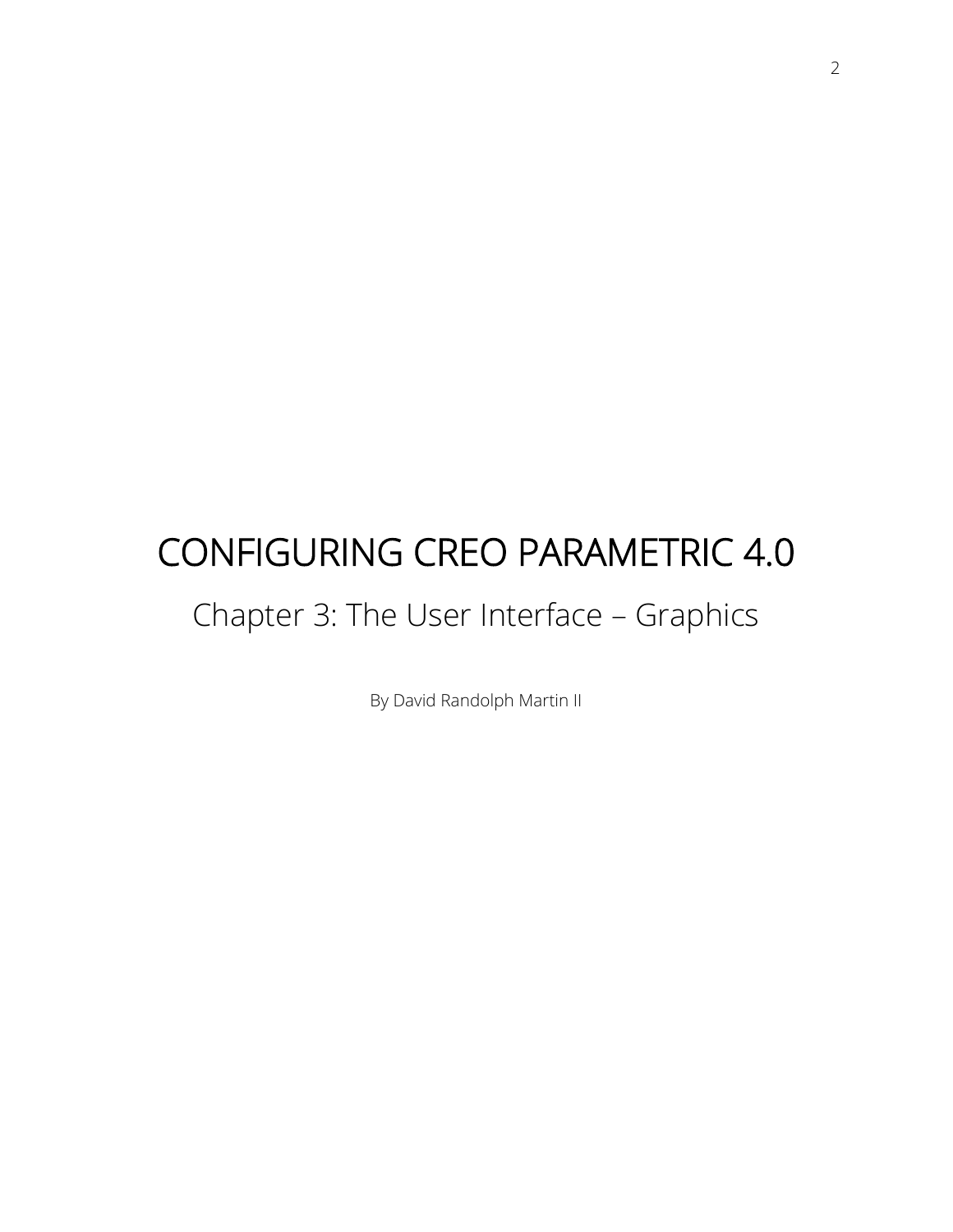# CONFIGURING CREO PARAMETRIC 4.0

## Chapter 3: The User Interface – Graphics

By David Randolph Martin II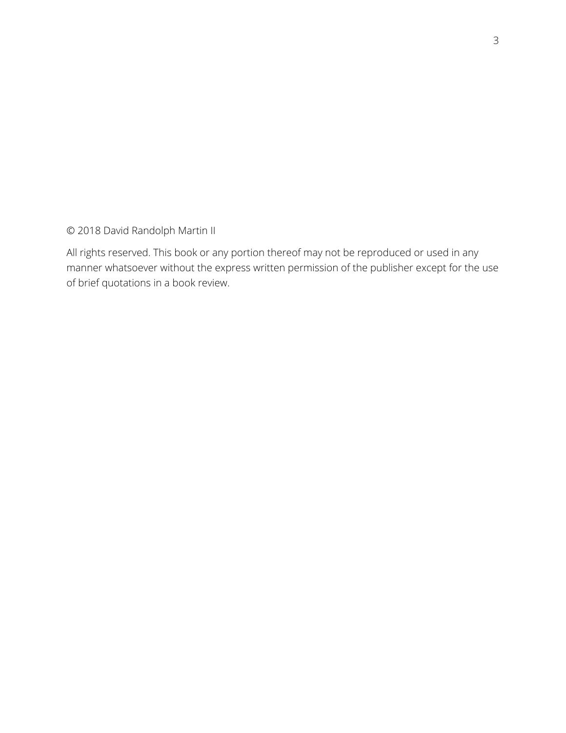© 2018 David Randolph Martin II

All rights reserved. This book or any portion thereof may not be reproduced or used in any manner whatsoever without the express written permission of the publisher except for the use of brief quotations in a book review.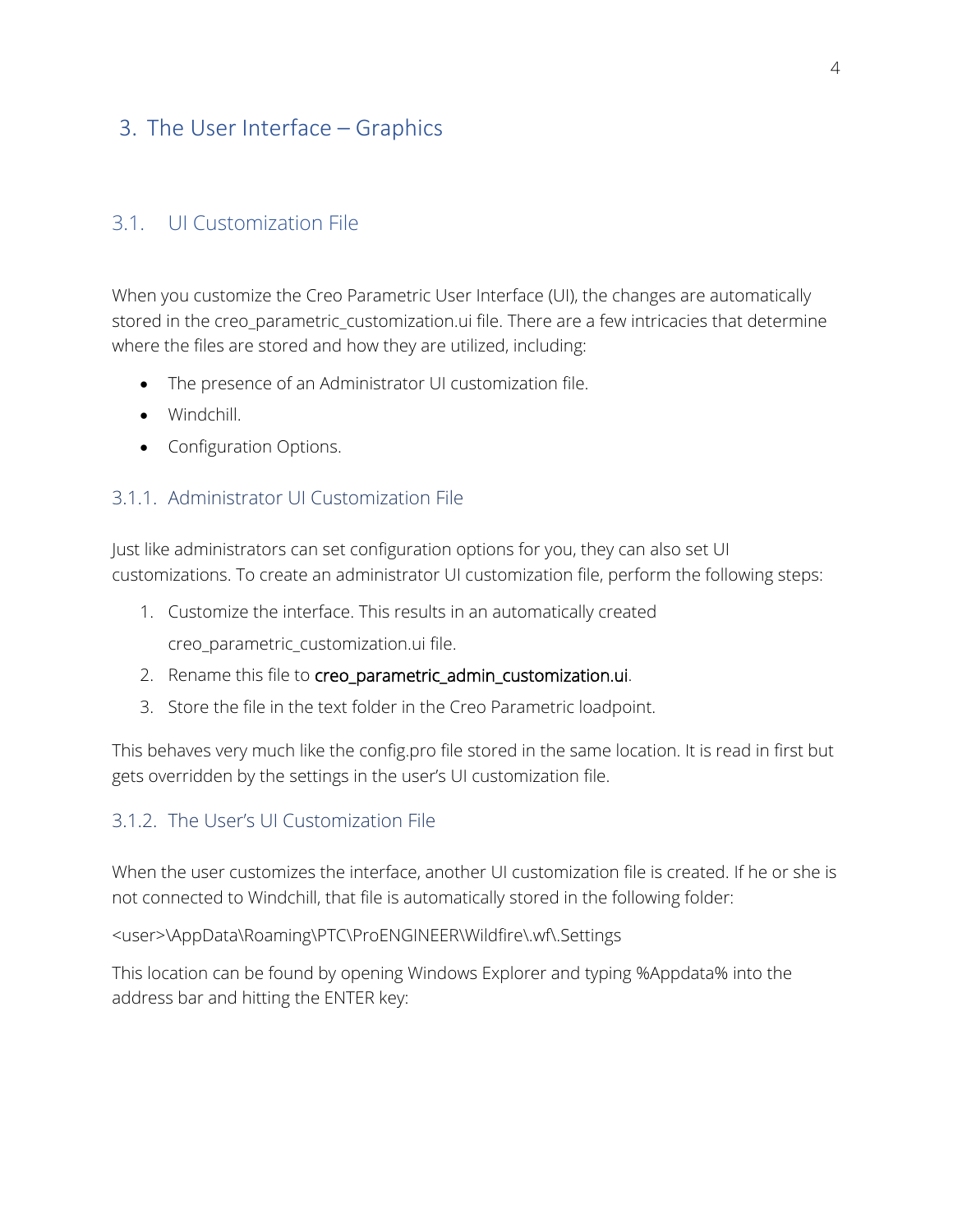# 3. The User Interface – Graphics

## 3.1. UI Customization File

When you customize the Creo Parametric User Interface (UI), the changes are automatically stored in the creo_parametric_customization.ui file. There are a few intricacies that determine where the files are stored and how they are utilized, including:

- The presence of an Administrator UI customization file.
- Windchill.
- Configuration Options.

### 3.1.1. Administrator UI Customization File

Just like administrators can set configuration options for you, they can also set UI customizations. To create an administrator UI customization file, perform the following steps:

1. Customize the interface. This results in an automatically created creo_parametric_customization.ui file.
2. Rename this file to **creo_parametric_admin_customization.ui**.
3. Store the file in the text folder in the Creo Parametric loadpoint.

This behaves very much like the config.pro file stored in the same location. It is read in first but gets overridden by the settings in the user's UI customization file.

### 3.1.2. The User's UI Customization File

When the user customizes the interface, another UI customization file is created. If he or she is not connected to Windchill, that file is automatically stored in the following folder:

<user>\AppData\Roaming\PTC\ProENGINEER\Wildfire\.wf\.Settings

This location can be found by opening Windows Explorer and typing %Appdata% into the address bar and hitting the ENTER key: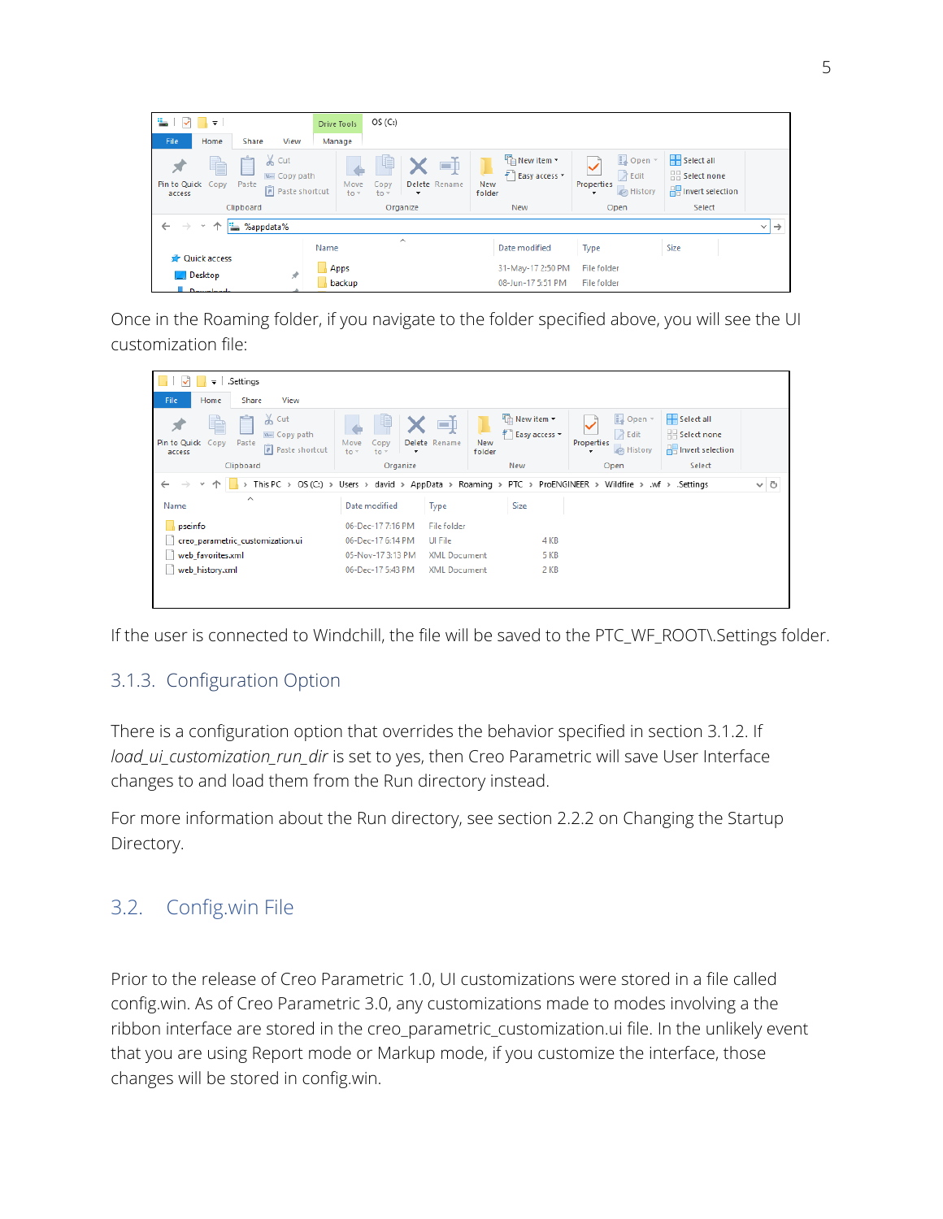Once in the Roaming folder, if you navigate to the folder specified above, you will see the UI customization file:

If the user is connected to Windchill, the file will be saved to the PTC_WF_ROOT\.Settings folder.

### 3.1.3. Configuration Option

There is a configuration option that overrides the behavior specified in section 3.1.2. If *load_ui_customization_run_dir* is set to yes, then Creo Parametric will save User Interface changes to and load them from the Run directory instead.

For more information about the Run directory, see section 2.2.2 on Changing the Startup Directory.

## 3.2. Config.win File

Prior to the release of Creo Parametric 1.0, UI customizations were stored in a file called config.win. As of Creo Parametric 3.0, any customizations made to modes involving a the ribbon interface are stored in the creo_parametric_customization.ui file. In the unlikely event that you are using Report mode or Markup mode, if you customize the interface, those changes will be stored in config.win.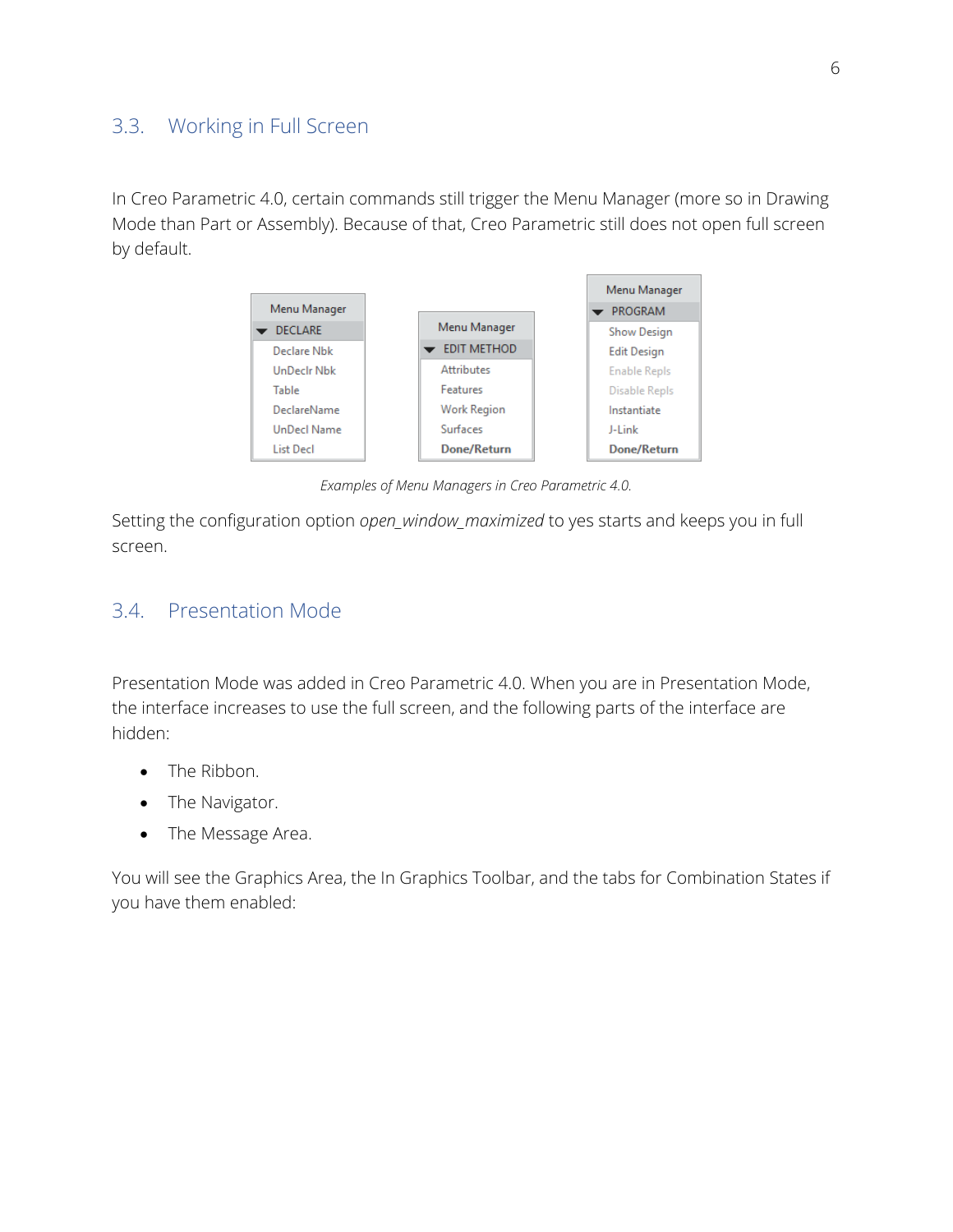## 3.3. Working in Full Screen

In Creo Parametric 4.0, certain commands still trigger the Menu Manager (more so in Drawing Mode than Part or Assembly). Because of that, Creo Parametric still does not open full screen by default.

*Examples of Menu Managers in Creo Parametric 4.0.*

Setting the configuration option *open_window_maximized* to yes starts and keeps you in full screen.

## 3.4. Presentation Mode

Presentation Mode was added in Creo Parametric 4.0. When you are in Presentation Mode, the interface increases to use the full screen, and the following parts of the interface are hidden:

- The Ribbon.
- The Navigator.
- The Message Area.

You will see the Graphics Area, the In Graphics Toolbar, and the tabs for Combination States if you have them enabled: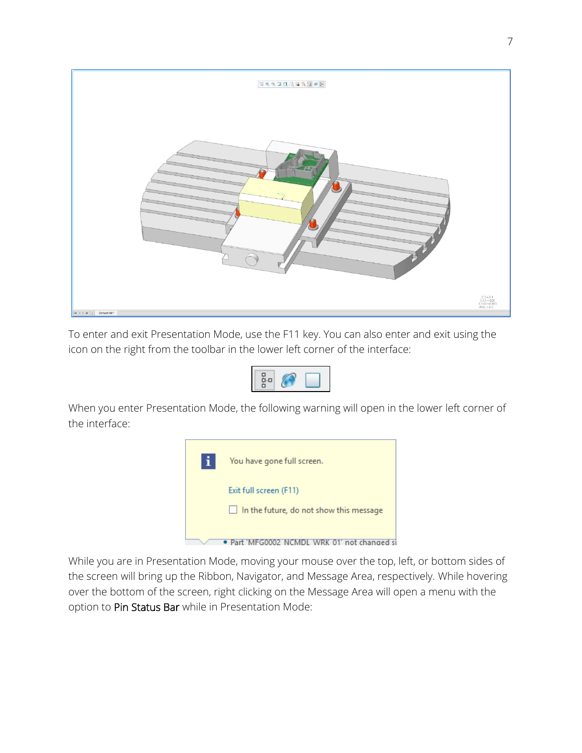To enter and exit Presentation Mode, use the F11 key. You can also enter and exit using the icon on the right from the toolbar in the lower left corner of the interface:

When you enter Presentation Mode, the following warning will open in the lower left corner of the interface:

While you are in Presentation Mode, moving your mouse over the top, left, or bottom sides of the screen will bring up the Ribbon, Navigator, and Message Area, respectively. While hovering over the bottom of the screen, right clicking on the Message Area will open a menu with the option to Pin Status Bar while in Presentation Mode: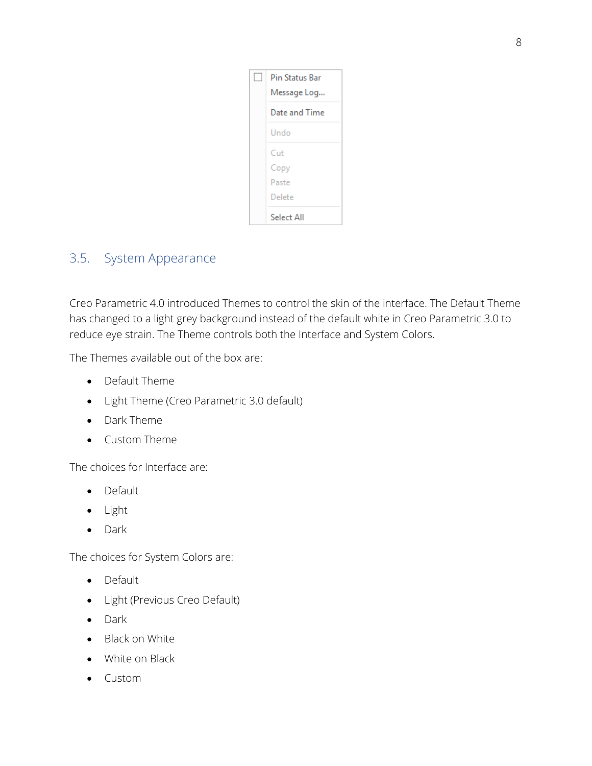- [ ] Pin Status Bar
- Message Log...
- Date and Time
- Undo
- Cut
- Copy
- Paste
- Delete
- Select All

## 3.5. System Appearance

Creo Parametric 4.0 introduced Themes to control the skin of the interface. The Default Theme has changed to a light grey background instead of the default white in Creo Parametric 3.0 to reduce eye strain. The Theme controls both the Interface and System Colors.

The Themes available out of the box are:

- Default Theme
- Light Theme (Creo Parametric 3.0 default)
- Dark Theme
- Custom Theme

The choices for Interface are:

- Default
- Light
- Dark

The choices for System Colors are:

- Default
- Light (Previous Creo Default)
- Dark
- Black on White
- White on Black
- Custom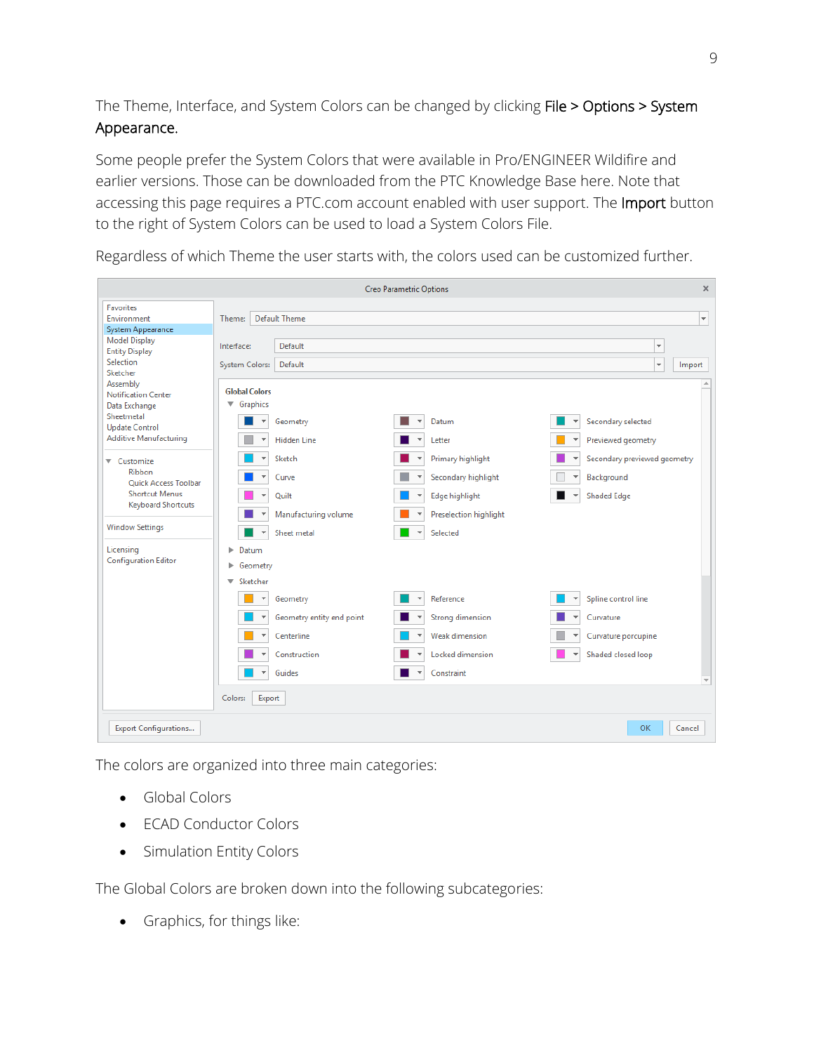The Theme, Interface, and System Colors can be changed by clicking **File > Options > System Appearance.**

Some people prefer the System Colors that were available in Pro/ENGINEER Wildfire and earlier versions. Those can be downloaded from the PTC Knowledge Base here. Note that accessing this page requires a PTC.com account enabled with user support. The **Import** button to the right of System Colors can be used to load a System Colors File.

Regardless of which Theme the user starts with, the colors used can be customized further.

The colors are organized into three main categories:

- Global Colors
- ECAD Conductor Colors
- Simulation Entity Colors

The Global Colors are broken down into the following subcategories:

- Graphics, for things like: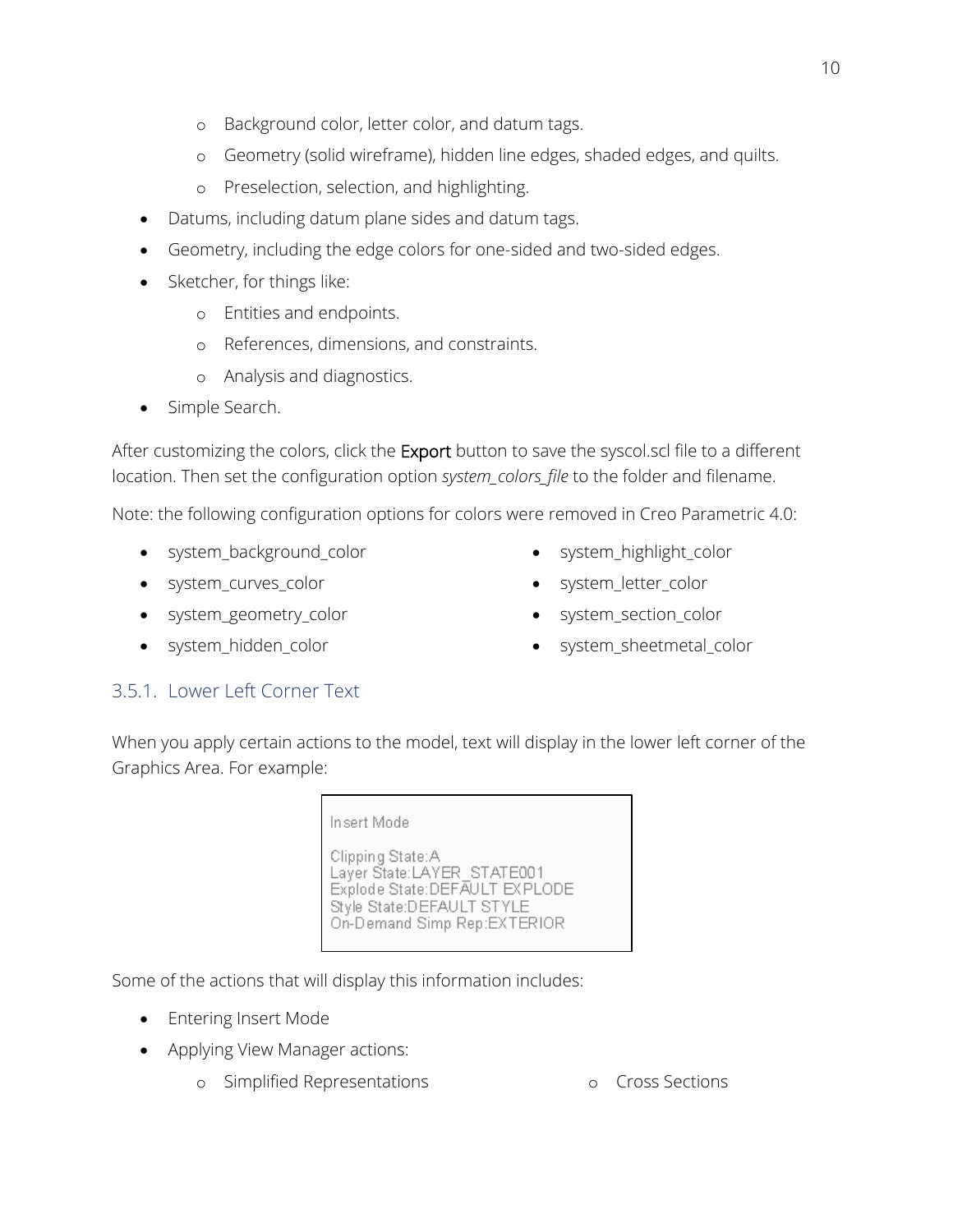- Background color, letter color, and datum tags.
  - Geometry (solid wireframe), hidden line edges, shaded edges, and quilts.
  - Preselection, selection, and highlighting.
- Datums, including datum plane sides and datum tags.
- Geometry, including the edge colors for one-sided and two-sided edges.
- Sketcher, for things like:
  - Entities and endpoints.
  - References, dimensions, and constraints.
  - Analysis and diagnostics.
- Simple Search.

After customizing the colors, click the **Export** button to save the syscol.scl file to a different location. Then set the configuration option *system_colors_file* to the folder and filename.

Note: the following configuration options for colors were removed in Creo Parametric 4.0:

- system_background_color
- system_curves_color
- system_geometry_color
- system_hidden_color
- system_highlight_color
- system_letter_color
- system_section_color
- system_sheetmetal_color

### 3.5.1. Lower Left Corner Text

When you apply certain actions to the model, text will display in the lower left corner of the Graphics Area. For example:

```
Insert Mode

Clipping State:A
Layer State:LAYER_STATE001
Explode State:DEFAULT EXPLODE
Style State:DEFAULT STYLE
On-Demand Simp Rep:EXTERIOR
```

Some of the actions that will display this information includes:

- Entering Insert Mode
- Applying View Manager actions:
  - Simplified Representations
  - Cross Sections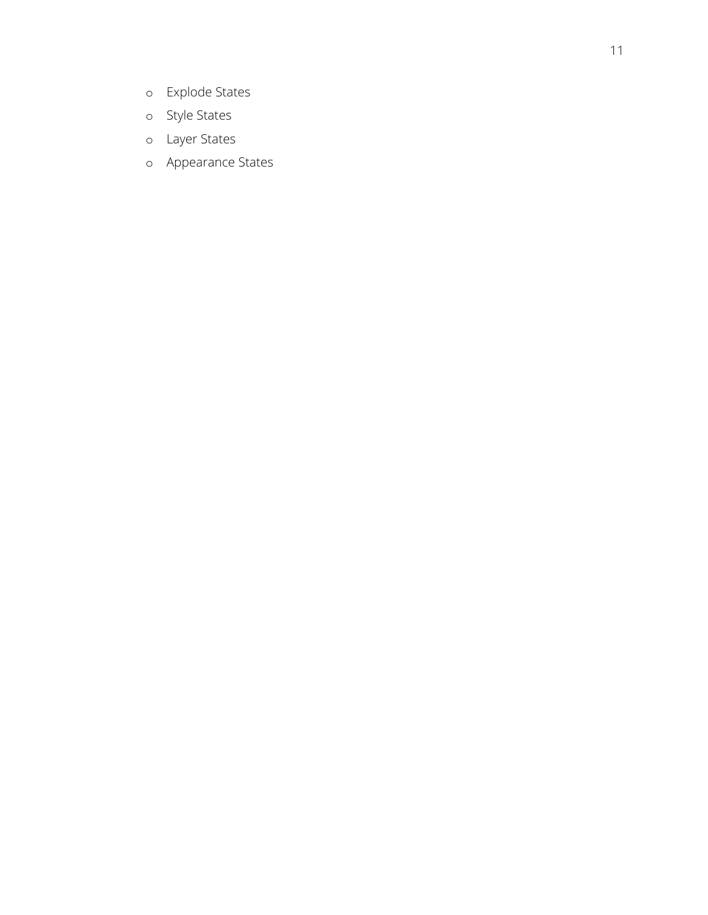- Explode States
- Style States
- Layer States
- Appearance States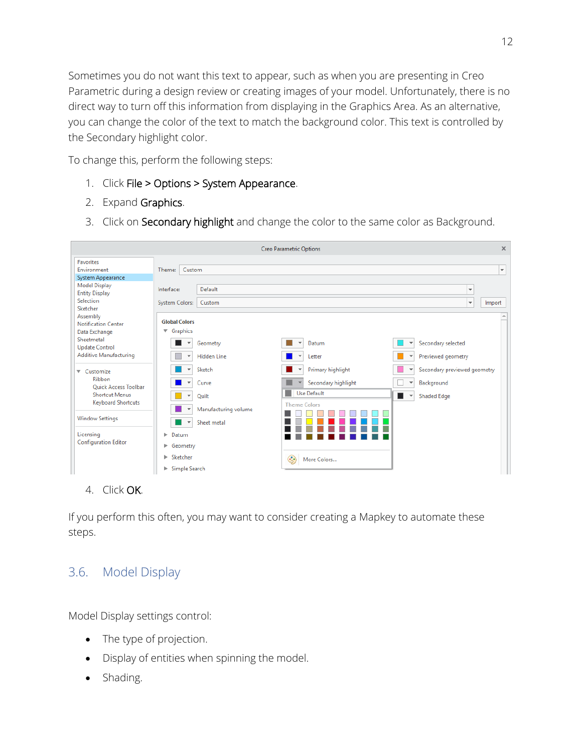Sometimes you do not want this text to appear, such as when you are presenting in Creo Parametric during a design review or creating images of your model. Unfortunately, there is no direct way to turn off this information from displaying in the Graphics Area. As an alternative, you can change the color of the text to match the background color. This text is controlled by the Secondary highlight color.

To change this, perform the following steps:

1. Click File > Options > System Appearance.
2. Expand Graphics.
3. Click on Secondary highlight and change the color to the same color as Background.
4. Click OK.

If you perform this often, you may want to consider creating a Mapkey to automate these steps.

## 3.6. Model Display

Model Display settings control:

- The type of projection.
- Display of entities when spinning the model.
- Shading.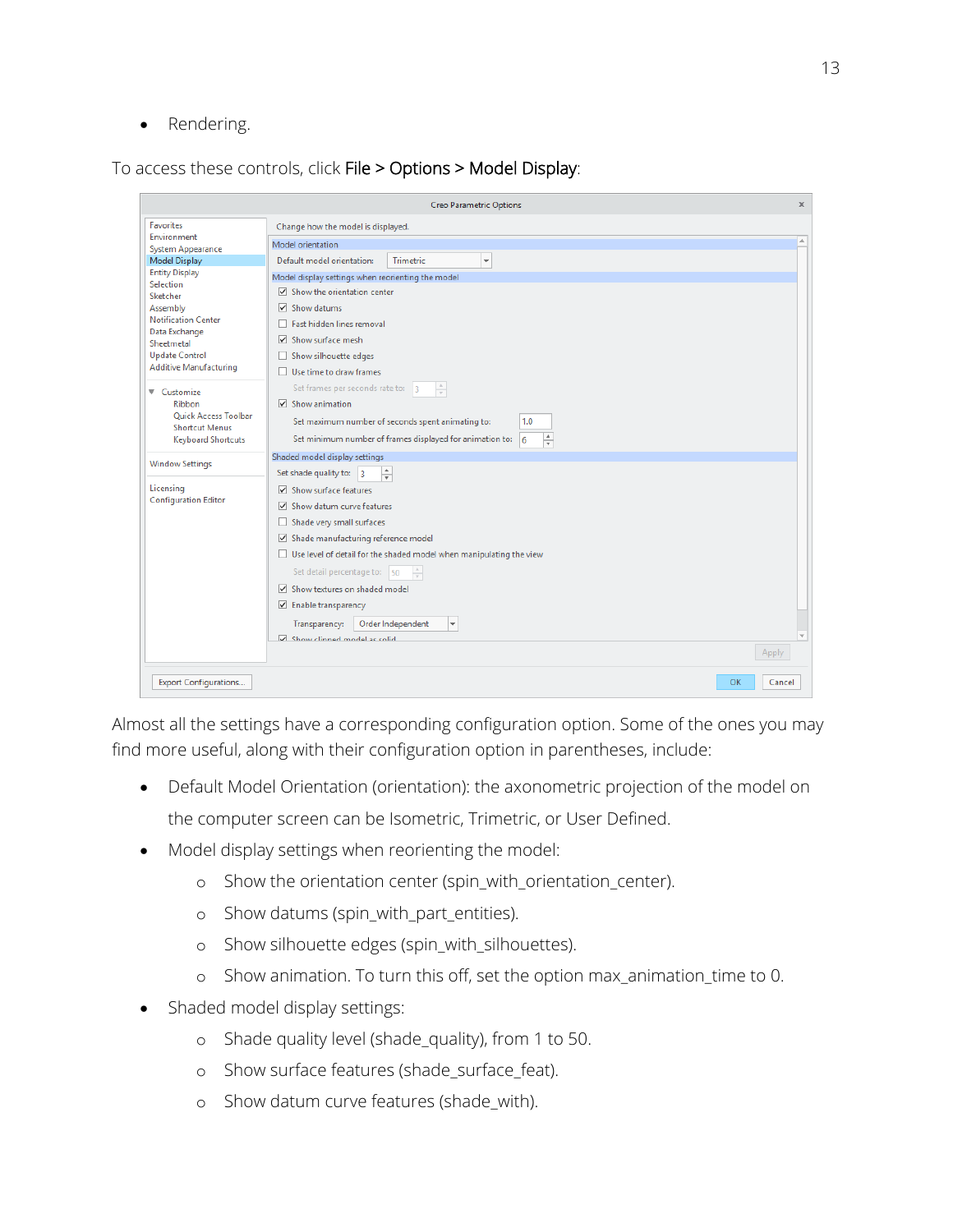- Rendering.

To access these controls, click **File > Options > Model Display**:

Almost all the settings have a corresponding configuration option. Some of the ones you may find more useful, along with their configuration option in parentheses, include:

- Default Model Orientation (orientation): the axonometric projection of the model on the computer screen can be Isometric, Trimetric, or User Defined.
- Model display settings when reorienting the model:
  - Show the orientation center (spin_with_orientation_center).
  - Show datums (spin_with_part_entities).
  - Show silhouette edges (spin_with_silhouettes).
  - Show animation. To turn this off, set the option max_animation_time to 0.
- Shaded model display settings:
  - Shade quality level (shade_quality), from 1 to 50.
  - Show surface features (shade_surface_feat).
  - Show datum curve features (shade_with).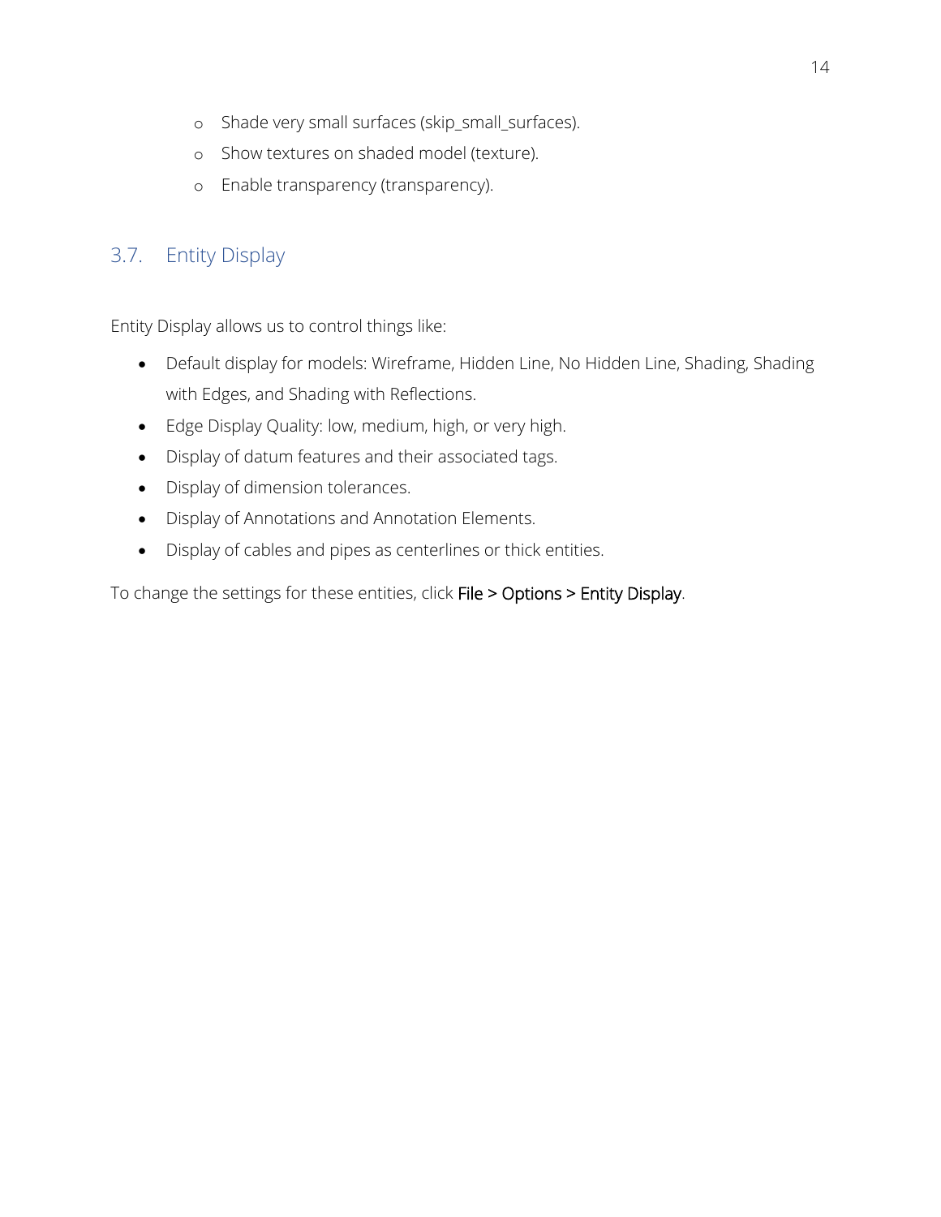- Shade very small surfaces (skip_small_surfaces).
  - Show textures on shaded model (texture).
  - Enable transparency (transparency).

## 3.7. Entity Display

Entity Display allows us to control things like:

- Default display for models: Wireframe, Hidden Line, No Hidden Line, Shading, Shading with Edges, and Shading with Reflections.
- Edge Display Quality: low, medium, high, or very high.
- Display of datum features and their associated tags.
- Display of dimension tolerances.
- Display of Annotations and Annotation Elements.
- Display of cables and pipes as centerlines or thick entities.

To change the settings for these entities, click File > Options > Entity Display.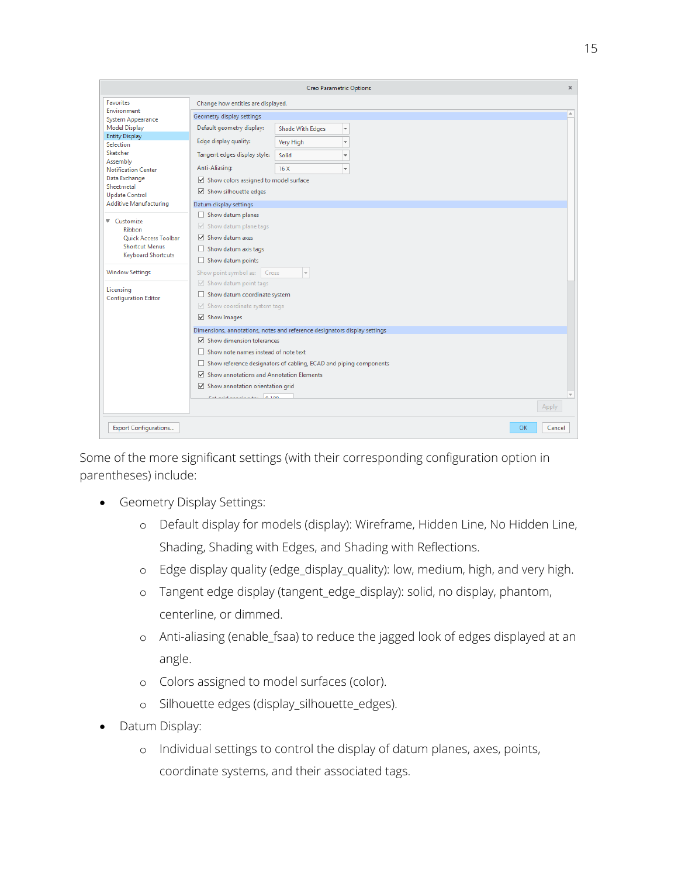Some of the more significant settings (with their corresponding configuration option in parentheses) include:

- Geometry Display Settings:
  - Default display for models (display): Wireframe, Hidden Line, No Hidden Line, Shading, Shading with Edges, and Shading with Reflections.
  - Edge display quality (edge_display_quality): low, medium, high, and very high.
  - Tangent edge display (tangent_edge_display): solid, no display, phantom, centerline, or dimmed.
  - Anti-aliasing (enable_fsaa) to reduce the jagged look of edges displayed at an angle.
  - Colors assigned to model surfaces (color).
  - Silhouette edges (display_silhouette_edges).
- Datum Display:
  - Individual settings to control the display of datum planes, axes, points, coordinate systems, and their associated tags.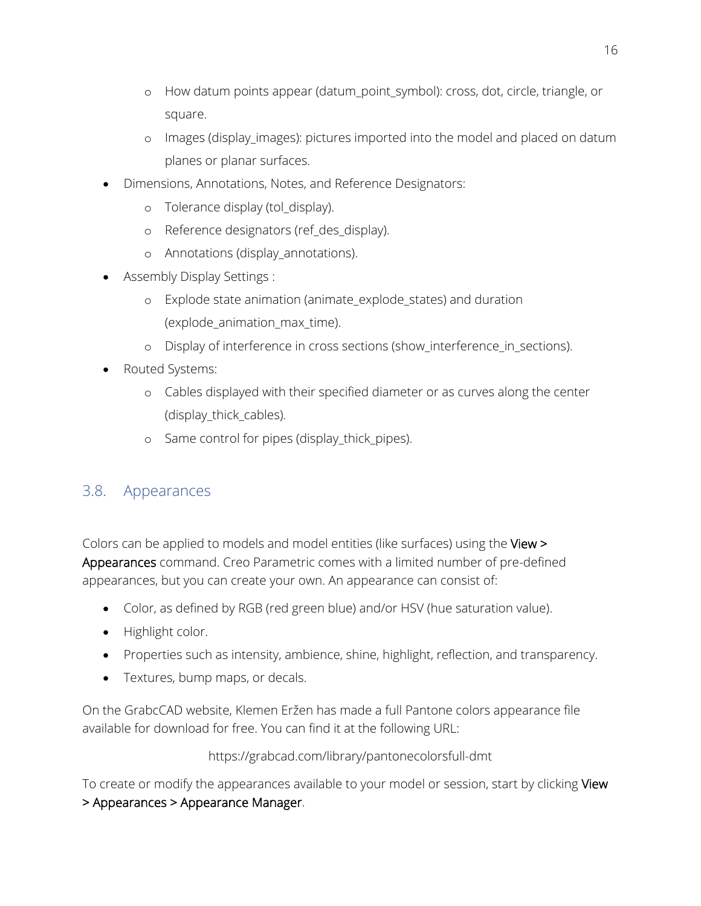- How datum points appear (datum_point_symbol): cross, dot, circle, triangle, or square.
    - Images (display_images): pictures imported into the model and placed on datum planes or planar surfaces.
- Dimensions, Annotations, Notes, and Reference Designators:
    - Tolerance display (tol_display).
    - Reference designators (ref_des_display).
    - Annotations (display_annotations).
- Assembly Display Settings :
    - Explode state animation (animate_explode_states) and duration (explode_animation_max_time).
    - Display of interference in cross sections (show_interference_in_sections).
- Routed Systems:
    - Cables displayed with their specified diameter or as curves along the center (display_thick_cables).
    - Same control for pipes (display_thick_pipes).

## 3.8. Appearances

Colors can be applied to models and model entities (like surfaces) using the View > Appearances command. Creo Parametric comes with a limited number of pre-defined appearances, but you can create your own. An appearance can consist of:

- Color, as defined by RGB (red green blue) and/or HSV (hue saturation value).
- Highlight color.
- Properties such as intensity, ambience, shine, highlight, reflection, and transparency.
- Textures, bump maps, or decals.

On the GrabcCAD website, Klemen Eržen has made a full Pantone colors appearance file available for download for free. You can find it at the following URL:

https://grabcad.com/library/pantonecolorsfull-dmt

To create or modify the appearances available to your model or session, start by clicking View > Appearances > Appearance Manager.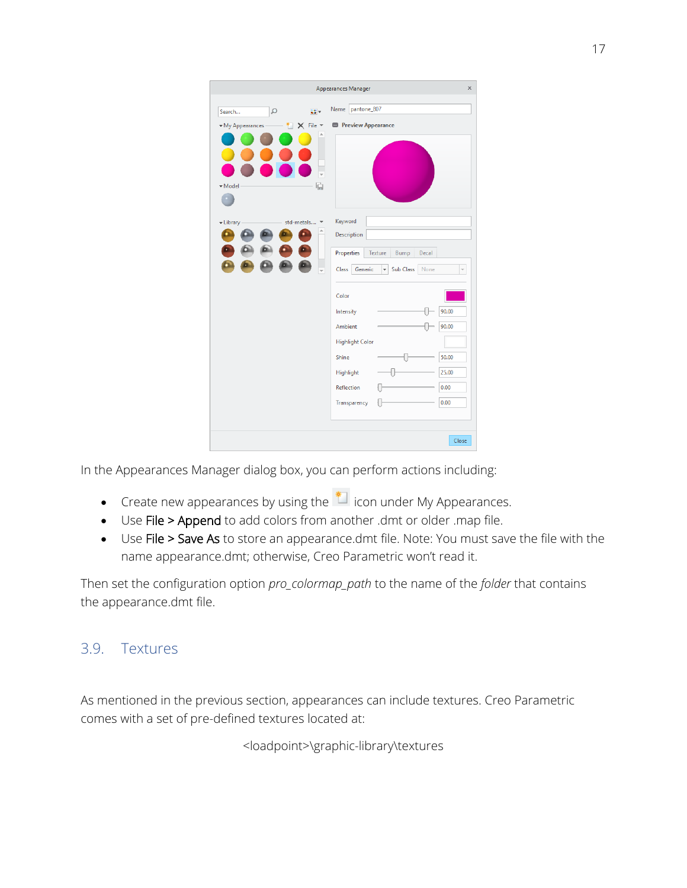In the Appearances Manager dialog box, you can perform actions including:

- Create new appearances by using the icon under My Appearances.
- Use File > Append to add colors from another .dmt or older .map file.
- Use File > Save As to store an appearance.dmt file. Note: You must save the file with the name appearance.dmt; otherwise, Creo Parametric won't read it.

Then set the configuration option *pro_colormap_path* to the name of the *folder* that contains the appearance.dmt file.

## 3.9. Textures

As mentioned in the previous section, appearances can include textures. Creo Parametric comes with a set of pre-defined textures located at:

<loadpoint>\graphic-library\textures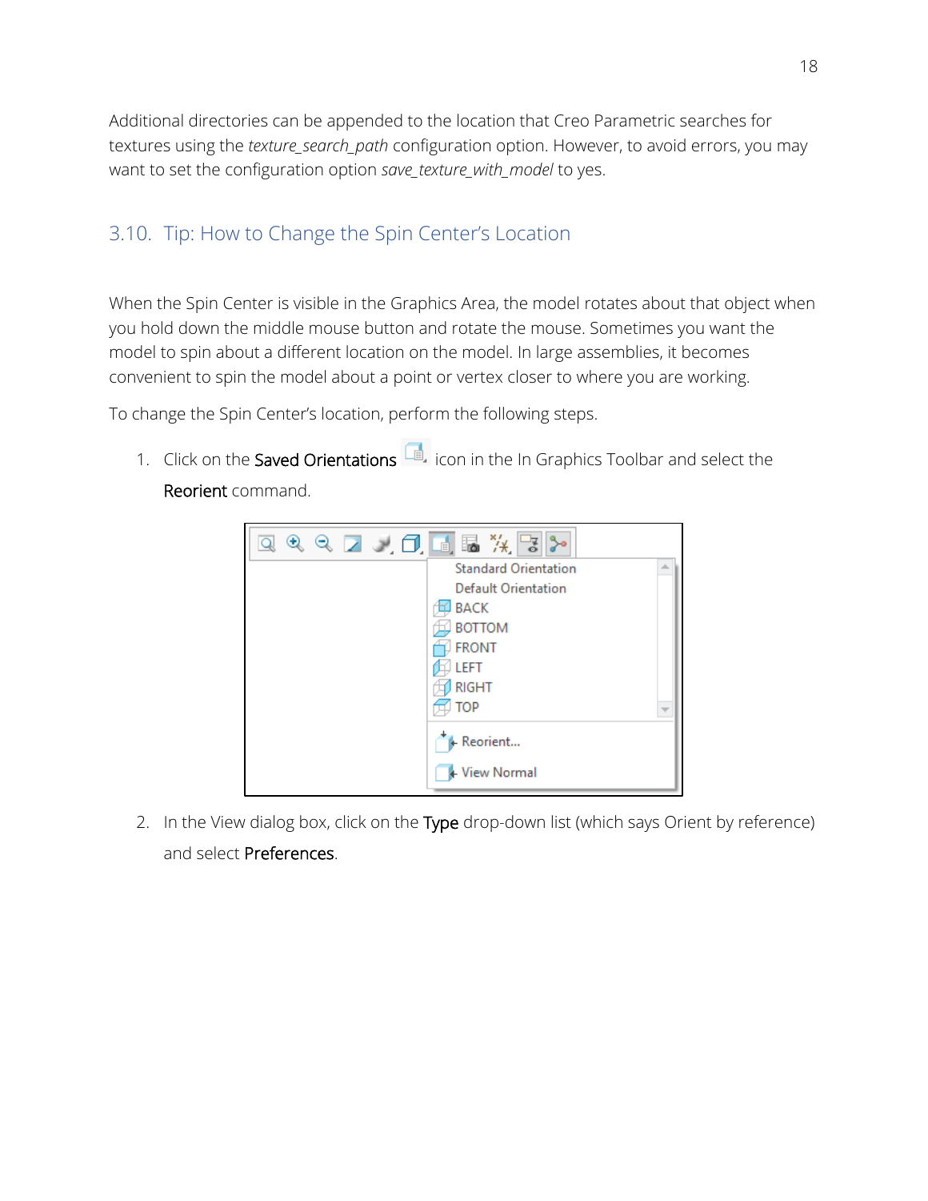Additional directories can be appended to the location that Creo Parametric searches for textures using the *texture_search_path* configuration option. However, to avoid errors, you may want to set the configuration option *save_texture_with_model* to yes.

## 3.10. Tip: How to Change the Spin Center's Location

When the Spin Center is visible in the Graphics Area, the model rotates about that object when you hold down the middle mouse button and rotate the mouse. Sometimes you want the model to spin about a different location on the model. In large assemblies, it becomes convenient to spin the model about a point or vertex closer to where you are working.

To change the Spin Center's location, perform the following steps.

1. Click on the **Saved Orientations** icon in the In Graphics Toolbar and select the **Reorient** command.

2. In the View dialog box, click on the **Type** drop-down list (which says Orient by reference) and select **Preferences**.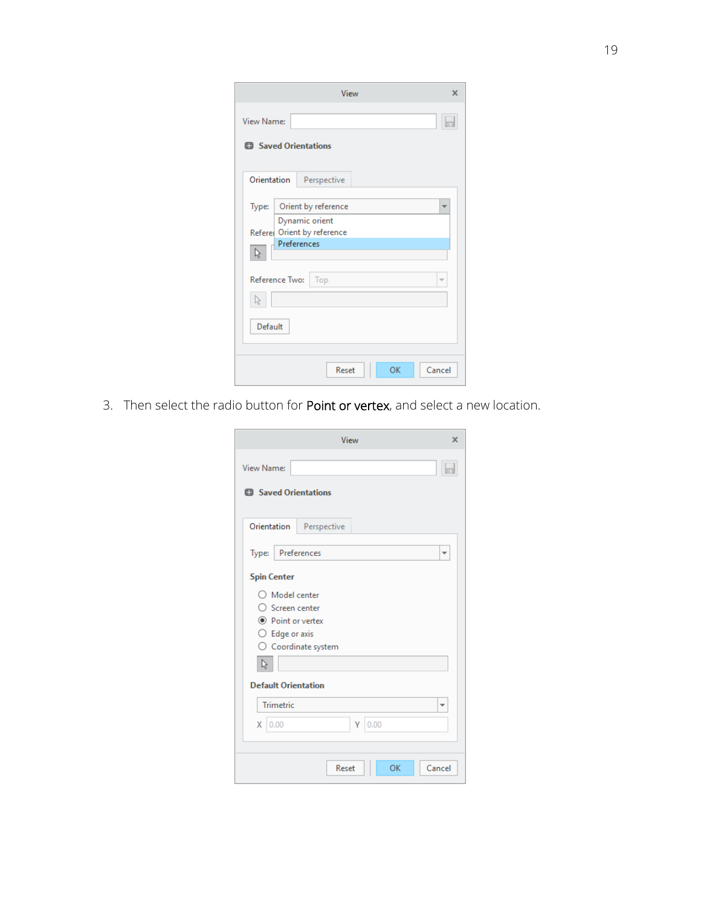3. Then select the radio button for **Point or vertex**, and select a new location.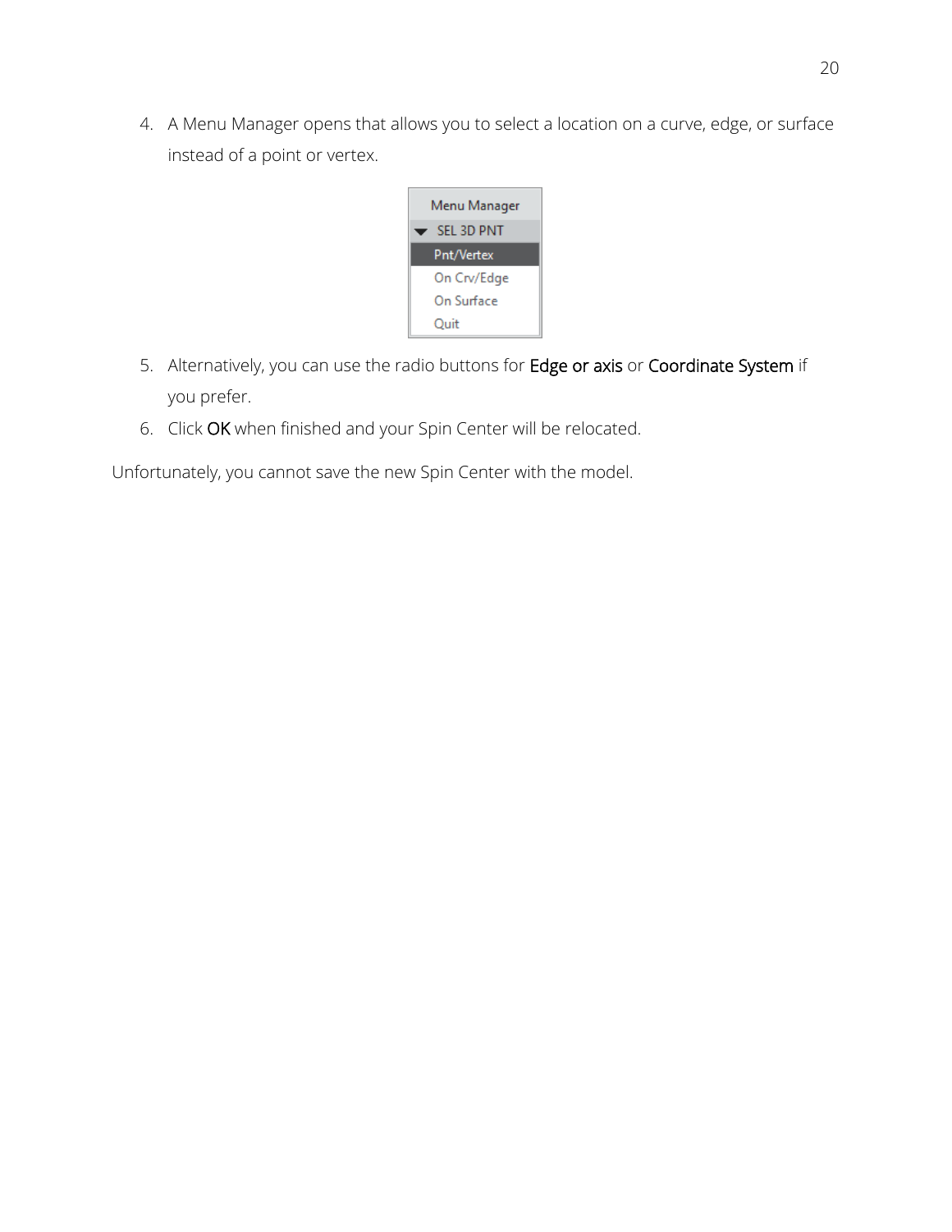4. A Menu Manager opens that allows you to select a location on a curve, edge, or surface instead of a point or vertex.

5. Alternatively, you can use the radio buttons for **Edge or axis** or **Coordinate System** if you prefer.
6. Click **OK** when finished and your Spin Center will be relocated.

Unfortunately, you cannot save the new Spin Center with the model.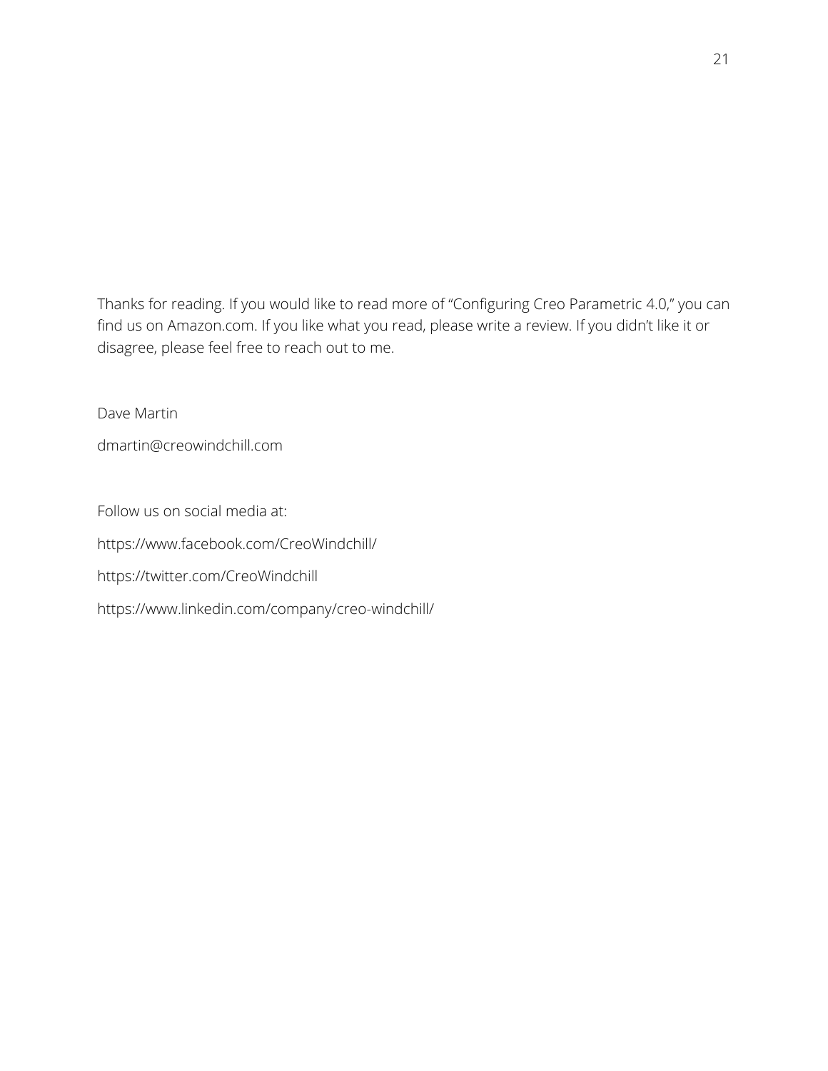Thanks for reading. If you would like to read more of "Configuring Creo Parametric 4.0," you can find us on Amazon.com. If you like what you read, please write a review. If you didn't like it or disagree, please feel free to reach out to me.

Dave Martin

dmartin@creowindchill.com

Follow us on social media at:

https://www.facebook.com/CreoWindchill/

https://twitter.com/CreoWindchill

https://www.linkedin.com/company/creo-windchill/